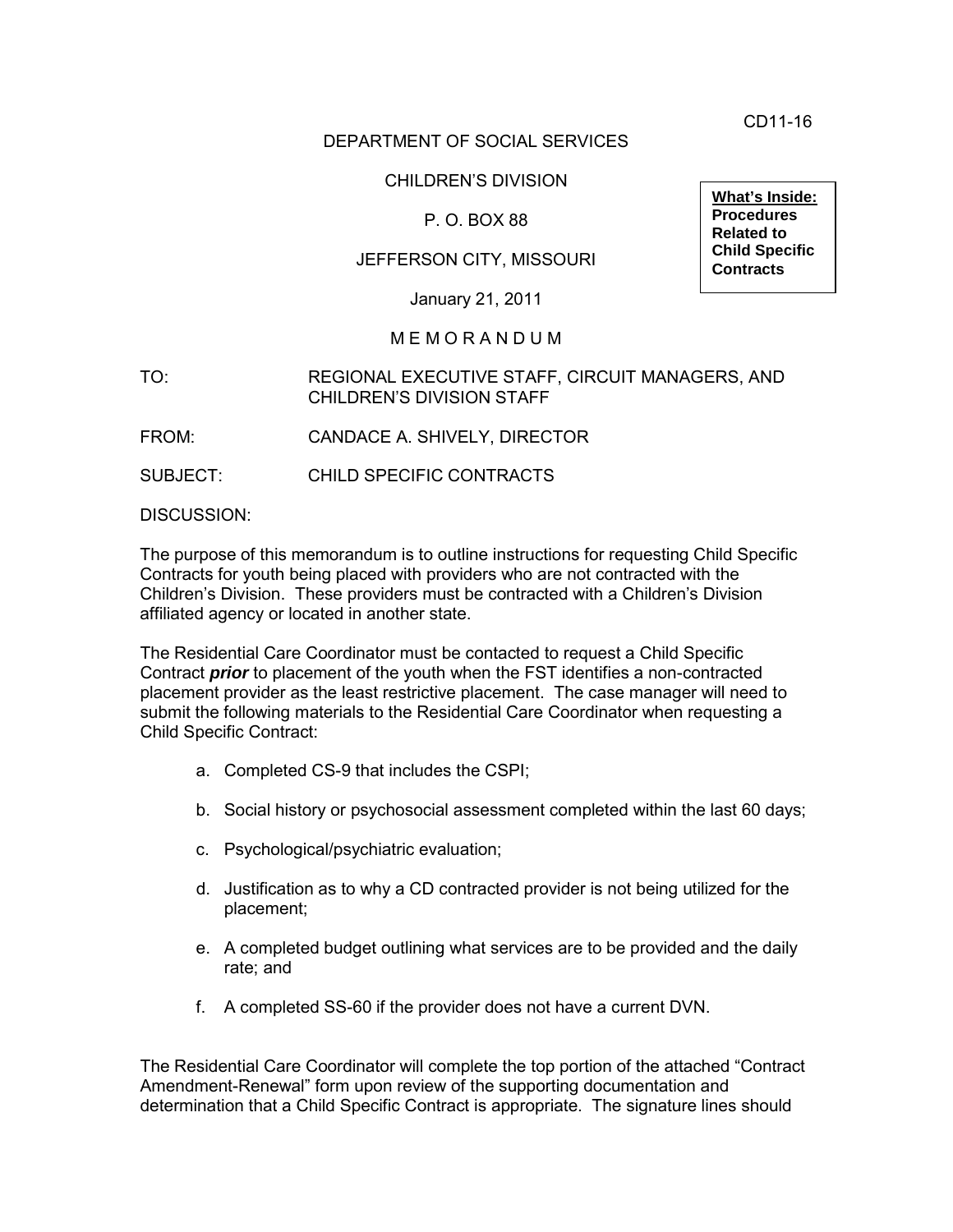CD11-16

DEPARTMENT OF SOCIAL SERVICES

CHILDREN'S DIVISION

P. O. BOX 88

JEFFERSON CITY, MISSOURI

January 21, 2011

**What's Inside:**
**Procedures Related to Child Specific Contracts**

M E M O R A N D U M

TO: REGIONAL EXECUTIVE STAFF, CIRCUIT MANAGERS, AND CHILDREN'S DIVISION STAFF

FROM: CANDACE A. SHIVELY, DIRECTOR

SUBJECT: CHILD SPECIFIC CONTRACTS

DISCUSSION:

The purpose of this memorandum is to outline instructions for requesting Child Specific Contracts for youth being placed with providers who are not contracted with the Children's Division. These providers must be contracted with a Children's Division affiliated agency or located in another state.

The Residential Care Coordinator must be contacted to request a Child Specific Contract ***prior*** to placement of the youth when the FST identifies a non-contracted placement provider as the least restrictive placement. The case manager will need to submit the following materials to the Residential Care Coordinator when requesting a Child Specific Contract:

a. Completed CS-9 that includes the CSPI;

b. Social history or psychosocial assessment completed within the last 60 days;

c. Psychological/psychiatric evaluation;

d. Justification as to why a CD contracted provider is not being utilized for the placement;

e. A completed budget outlining what services are to be provided and the daily rate; and

f. A completed SS-60 if the provider does not have a current DVN.

The Residential Care Coordinator will complete the top portion of the attached "Contract Amendment-Renewal" form upon review of the supporting documentation and determination that a Child Specific Contract is appropriate. The signature lines should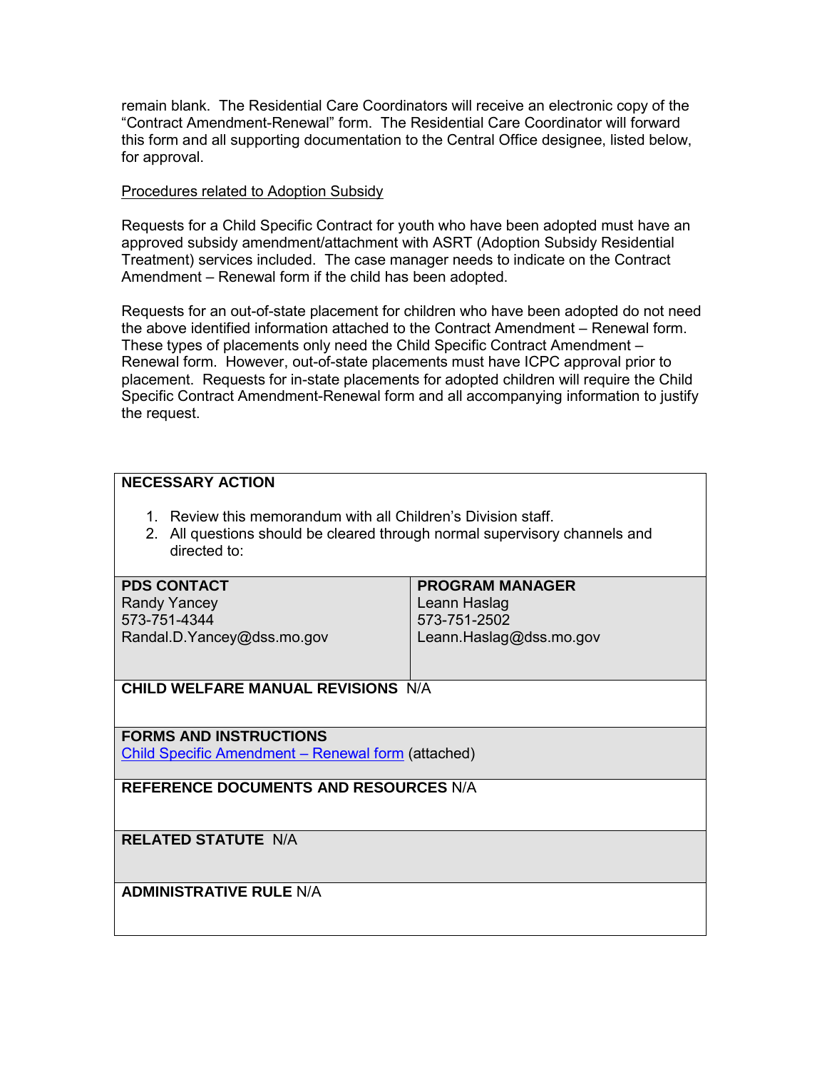remain blank. The Residential Care Coordinators will receive an electronic copy of the "Contract Amendment-Renewal" form. The Residential Care Coordinator will forward this form and all supporting documentation to the Central Office designee, listed below, for approval.

<u>Procedures related to Adoption Subsidy</u>

Requests for a Child Specific Contract for youth who have been adopted must have an approved subsidy amendment/attachment with ASRT (Adoption Subsidy Residential Treatment) services included. The case manager needs to indicate on the Contract Amendment – Renewal form if the child has been adopted.

Requests for an out-of-state placement for children who have been adopted do not need the above identified information attached to the Contract Amendment – Renewal form. These types of placements only need the Child Specific Contract Amendment – Renewal form. However, out-of-state placements must have ICPC approval prior to placement. Requests for in-state placements for adopted children will require the Child Specific Contract Amendment-Renewal form and all accompanying information to justify the request.

**NECESSARY ACTION**

1. Review this memorandum with all Children's Division staff.
2. All questions should be cleared through normal supervisory channels and directed to:

| PDS CONTACT | PROGRAM MANAGER |
|---|---|
| Randy Yancey<br>573-751-4344<br>Randal.D.Yancey@dss.mo.gov | Leann Haslag<br>573-751-2502<br>Leann.Haslag@dss.mo.gov |

**CHILD WELFARE MANUAL REVISIONS** N/A

**FORMS AND INSTRUCTIONS**
Child Specific Amendment – Renewal form (attached)

**REFERENCE DOCUMENTS AND RESOURCES** N/A

**RELATED STATUTE** N/A

**ADMINISTRATIVE RULE** N/A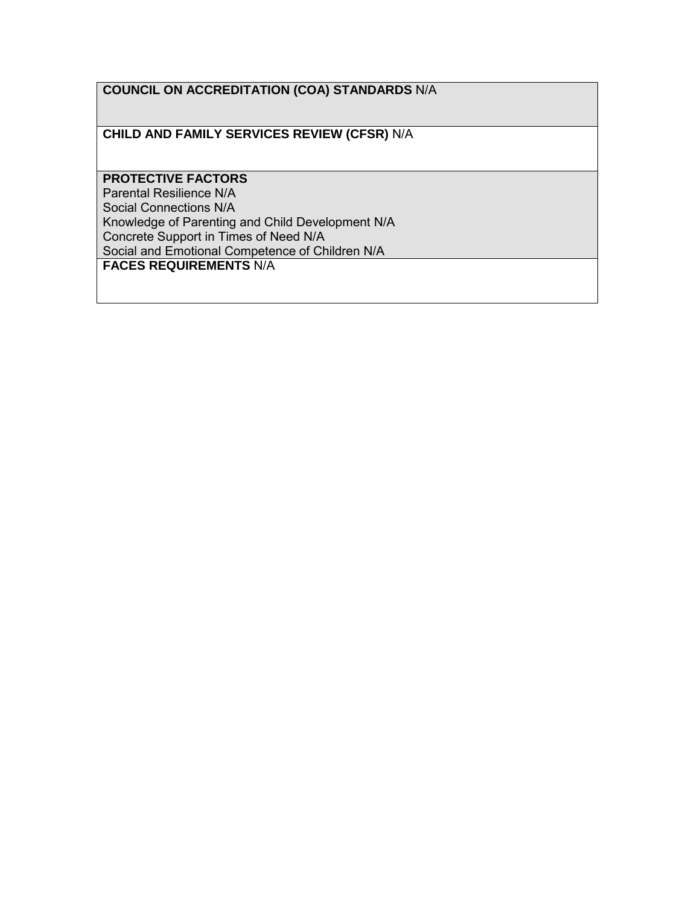**COUNCIL ON ACCREDITATION (COA) STANDARDS** N/A

**CHILD AND FAMILY SERVICES REVIEW (CFSR)** N/A

**PROTECTIVE FACTORS**

Parental Resilience N/A

Social Connections N/A

Knowledge of Parenting and Child Development N/A

Concrete Support in Times of Need N/A

Social and Emotional Competence of Children N/A

**FACES REQUIREMENTS** N/A